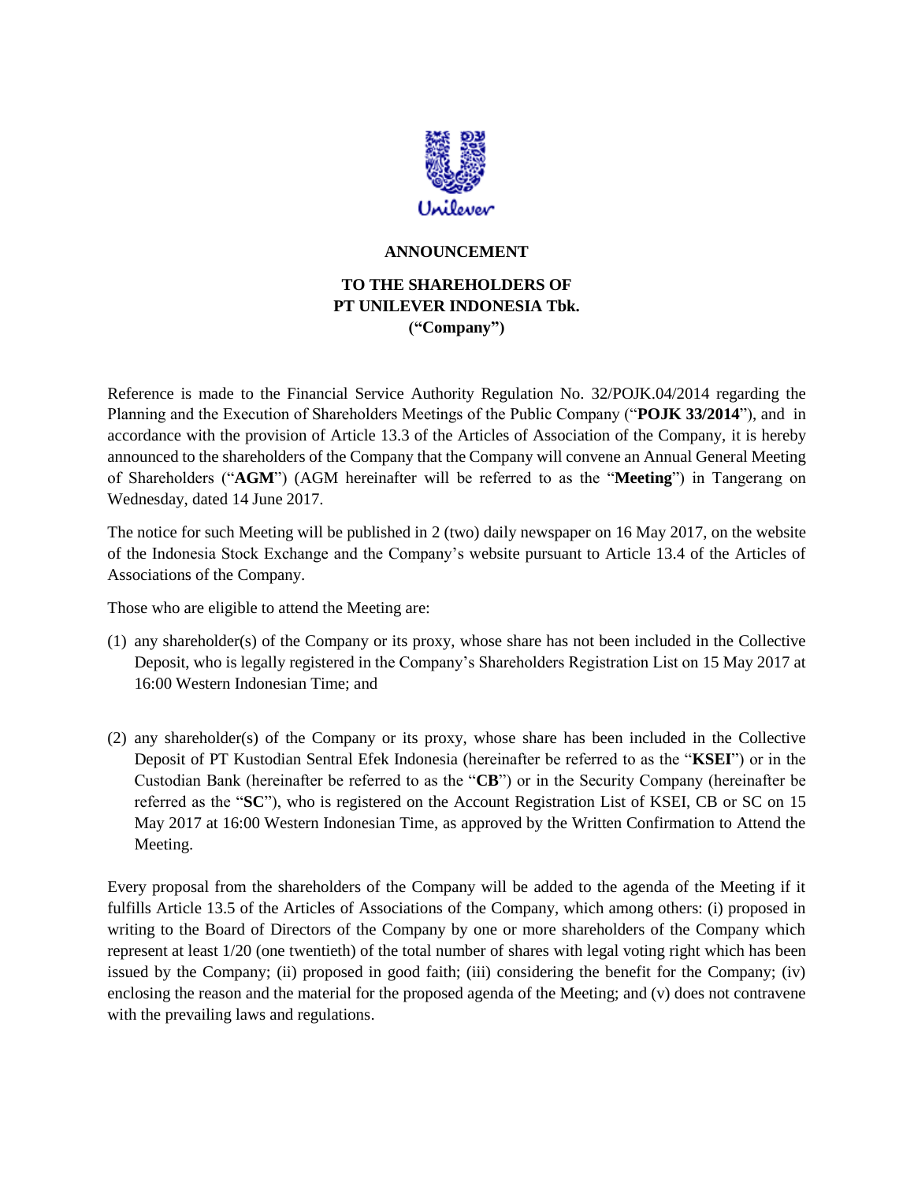**ANNOUNCEMENT**

**TO THE SHAREHOLDERS OF**
**PT UNILEVER INDONESIA Tbk.**
**("Company")**

Reference is made to the Financial Service Authority Regulation No. 32/POJK.04/2014 regarding the Planning and the Execution of Shareholders Meetings of the Public Company ("**POJK 33/2014**"), and in accordance with the provision of Article 13.3 of the Articles of Association of the Company, it is hereby announced to the shareholders of the Company that the Company will convene an Annual General Meeting of Shareholders ("**AGM**") (AGM hereinafter will be referred to as the "**Meeting**") in Tangerang on Wednesday, dated 14 June 2017.

The notice for such Meeting will be published in 2 (two) daily newspaper on 16 May 2017, on the website of the Indonesia Stock Exchange and the Company's website pursuant to Article 13.4 of the Articles of Associations of the Company.

Those who are eligible to attend the Meeting are:

(1) any shareholder(s) of the Company or its proxy, whose share has not been included in the Collective Deposit, who is legally registered in the Company's Shareholders Registration List on 15 May 2017 at 16:00 Western Indonesian Time; and

(2) any shareholder(s) of the Company or its proxy, whose share has been included in the Collective Deposit of PT Kustodian Sentral Efek Indonesia (hereinafter be referred to as the "**KSEI**") or in the Custodian Bank (hereinafter be referred to as the "**CB**") or in the Security Company (hereinafter be referred as the "**SC**"), who is registered on the Account Registration List of KSEI, CB or SC on 15 May 2017 at 16:00 Western Indonesian Time, as approved by the Written Confirmation to Attend the Meeting.

Every proposal from the shareholders of the Company will be added to the agenda of the Meeting if it fulfills Article 13.5 of the Articles of Associations of the Company, which among others: (i) proposed in writing to the Board of Directors of the Company by one or more shareholders of the Company which represent at least 1/20 (one twentieth) of the total number of shares with legal voting right which has been issued by the Company; (ii) proposed in good faith; (iii) considering the benefit for the Company; (iv) enclosing the reason and the material for the proposed agenda of the Meeting; and (v) does not contravene with the prevailing laws and regulations.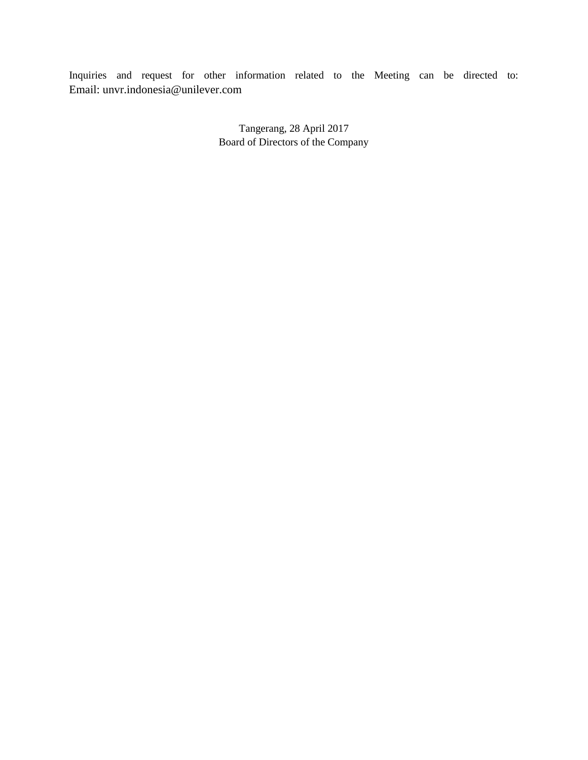Inquiries and request for other information related to the Meeting can be directed to:
Email: unvr.indonesia@unilever.com

Tangerang, 28 April 2017
Board of Directors of the Company